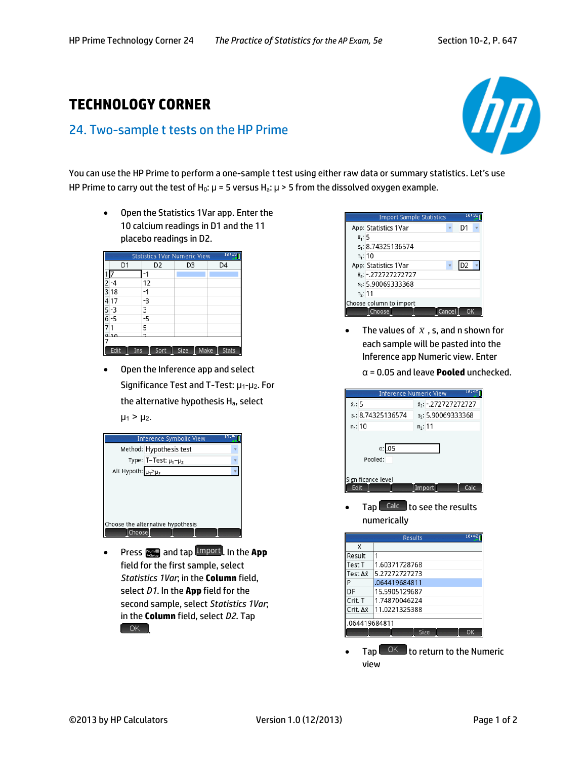# TECHNOLOGY CORNER

## 24. Two-sample t tests on the HP Prime

You can use the HP Prime to perform a one-sample t test using either raw data or summary statistics. Let's use HP Prime to carry out the test of $H_0$: $\mu = 5$ versus $H_a$: $\mu > 5$ from the dissolved oxygen example.

- Open the Statistics 1Var app. Enter the 10 calcium readings in D1 and the 11 placebo readings in D2.

| | D1 | D2 | D3 | D4 |
|---|---|---|---|---|
| 1 | 7 | -1 | | |
| 2 | -4 | 12 | | |
| 3 | 18 | -1 | | |
| 4 | 17 | -3 | | |
| 5 | -3 | 3 | | |
| 6 | -5 | -5 | | |
| 7 | 1 | 5 | | |
| 8 | 10 | 2 | | |

- Open the Inference app and select Significance Test and T-Test: $\mu_1$-$\mu_2$. For the alternative hypothesis $H_a$, select $\mu_1 > \mu_2$.

Inference Symbolic View
Method: Hypothesis test
Type: T-Test: $\mu_1-\mu_2$
Alt Hypoth: $\mu_1>\mu_2$

- Press Num and tap Import. In the **App** field for the first sample, select *Statistics 1Var*; in the **Column** field, select *D1*. In the **App** field for the second sample, select *Statistics 1Var*; in the **Column** field, select *D2*. Tap OK.

Import Sample Statistics
App: Statistics 1Var D1
$\bar{x}_1$: 5
$s_1$: 8.74325136574
$n_1$: 10
App: Statistics 1Var D2
$\bar{x}_2$: -.272727272727
$s_2$: 5.90069333368
$n_2$: 11

- The values of $\bar{x}$, s, and n shown for each sample will be pasted into the Inference app Numeric view. Enter $\alpha$ = 0.05 and leave **Pooled** unchecked.

Inference Numeric View
$\bar{x}_1$: 5 $\bar{x}_2$: -.272727272727
$s_1$: 8.74325136574 $s_2$: 5.90069333368
$n_1$: 10 $n_2$: 11
$\alpha$: .05
Pooled:

- Tap Calc to see the results numerically

| X | |
|---|---|
| Result | 1 |
| Test T | 1.60371728768 |
| Test $\Delta\bar{x}$ | 5.27272727273 |
| P | .064419684811 |
| DF | 15.5905129687 |
| Crit. T | 1.74870046224 |
| Crit. $\Delta\bar{x}$ | 11.0221325388 |

- Tap OK to return to the Numeric view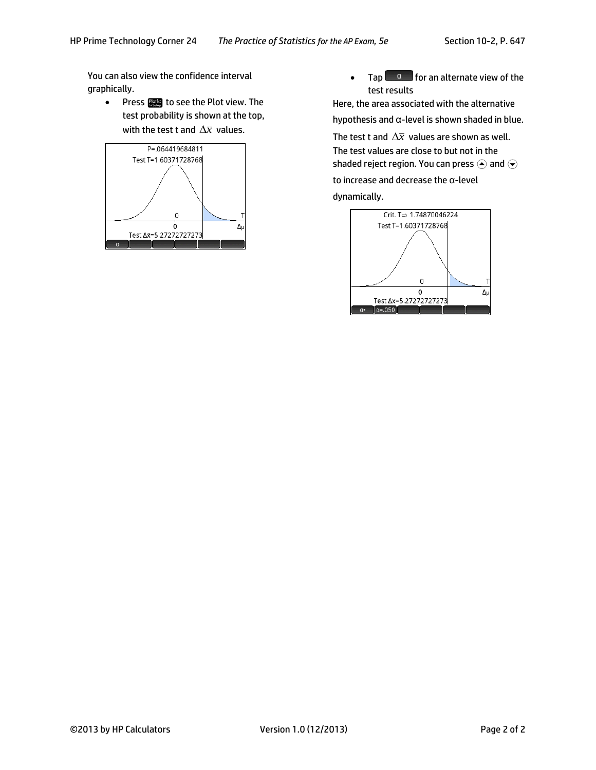You can also view the confidence interval graphically.

- Press Plot to see the Plot view. The test probability is shown at the top, with the test t and $\Delta\bar{x}$ values.

P=.064419684811
Test T=1.60371728768
0
T
0
Δμ
Test Δx̄=5.27272727273
α

- Tap α for an alternate view of the test results

Here, the area associated with the alternative hypothesis and α-level is shown shaded in blue. The test t and $\Delta\bar{x}$ values are shown as well. The test values are close to but not in the shaded reject region. You can press ⏶ and ⏷ to increase and decrease the α-level dynamically.

Crit. T⇨ 1.74870046224
Test T=1.60371728768
0
T
0
Δμ
Test Δx̄=5.27272727273
α• α=.050